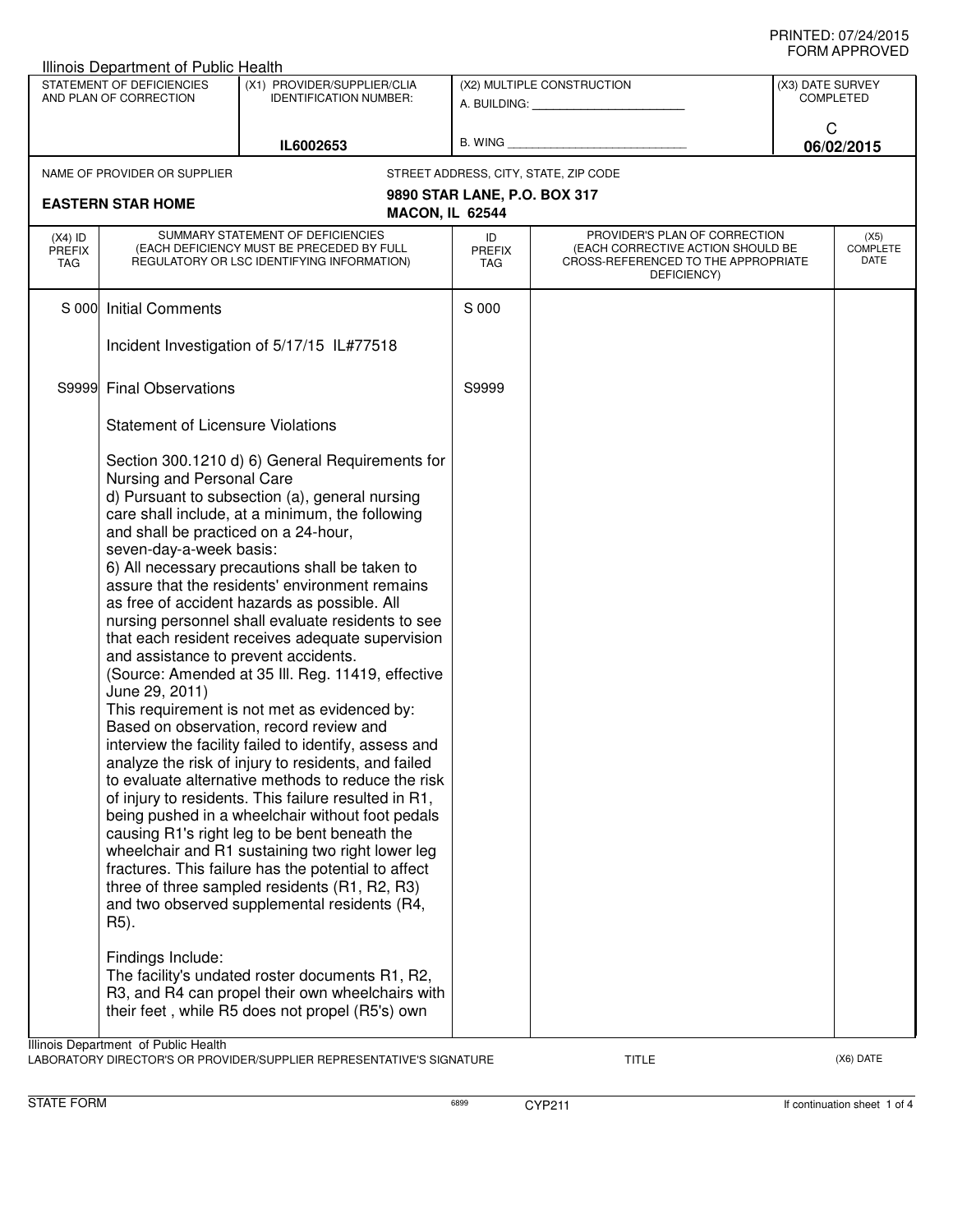PRINTED: 07/24/2015
FORM APPROVED

Illinois Department of Public Health

| STATEMENT OF DEFICIENCIES AND PLAN OF CORRECTION | (X1) PROVIDER/SUPPLIER/CLIA IDENTIFICATION NUMBER: | (X2) MULTIPLE CONSTRUCTION | (X3) DATE SURVEY COMPLETED |
|---|---|---|---|
| | IL6002653 | A. BUILDING: ______ B. WING ______ | C 06/02/2015 |

NAME OF PROVIDER OR SUPPLIER: **EASTERN STAR HOME**

STREET ADDRESS, CITY, STATE, ZIP CODE: **9890 STAR LANE, P.O. BOX 317, MACON, IL 62544**

| (X4) ID PREFIX TAG | SUMMARY STATEMENT OF DEFICIENCIES (EACH DEFICIENCY MUST BE PRECEDED BY FULL REGULATORY OR LSC IDENTIFYING INFORMATION) | ID PREFIX TAG | PROVIDER'S PLAN OF CORRECTION (EACH CORRECTIVE ACTION SHOULD BE CROSS-REFERENCED TO THE APPROPRIATE DEFICIENCY) | (X5) COMPLETE DATE |
|---|---|---|---|---|
| S 000 | Initial Comments<br><br>Incident Investigation of 5/17/15 IL#77518 | S 000 | | |
| S9999 | Final Observations<br><br>Statement of Licensure Violations<br><br>Section 300.1210 d) 6) General Requirements for Nursing and Personal Care<br>d) Pursuant to subsection (a), general nursing care shall include, at a minimum, the following and shall be practiced on a 24-hour, seven-day-a-week basis:<br>6) All necessary precautions shall be taken to assure that the residents' environment remains as free of accident hazards as possible. All nursing personnel shall evaluate residents to see that each resident receives adequate supervision and assistance to prevent accidents.<br>(Source: Amended at 35 Ill. Reg. 11419, effective June 29, 2011)<br>This requirement is not met as evidenced by:<br>Based on observation, record review and interview the facility failed to identify, assess and analyze the risk of injury to residents, and failed to evaluate alternative methods to reduce the risk of injury to residents. This failure resulted in R1, being pushed in a wheelchair without foot pedals causing R1's right leg to be bent beneath the wheelchair and R1 sustaining two right lower leg fractures. This failure has the potential to affect three of three sampled residents (R1, R2, R3) and two observed supplemental residents (R4, R5).<br><br>Findings Include:<br>The facility's undated roster documents R1, R2, R3, and R4 can propel their own wheelchairs with their feet , while R5 does not propel (R5's) own | S9999 | | |

Illinois Department of Public Health
LABORATORY DIRECTOR'S OR PROVIDER/SUPPLIER REPRESENTATIVE'S SIGNATURE | TITLE | (X6) DATE

STATE FORM 6899 CYP211 If continuation sheet 1 of 4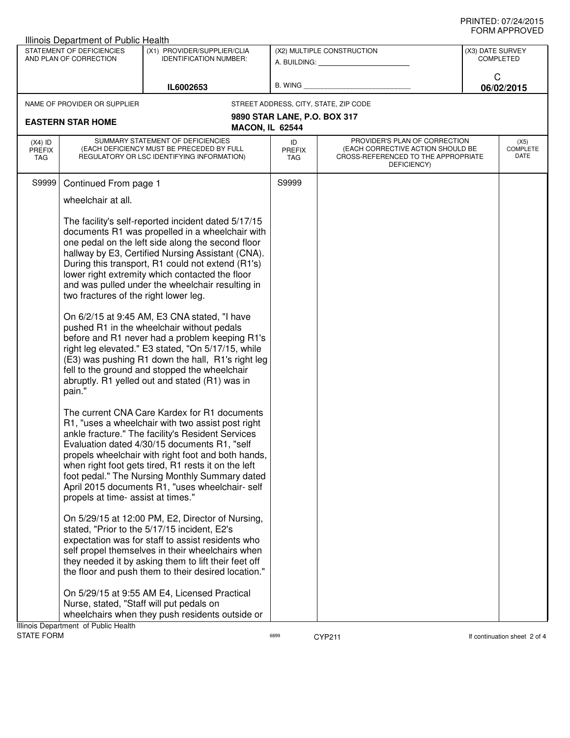Illinois Department of Public Health

| STATEMENT OF DEFICIENCIES AND PLAN OF CORRECTION | (X1) PROVIDER/SUPPLIER/CLIA IDENTIFICATION NUMBER: | (X2) MULTIPLE CONSTRUCTION | (X3) DATE SURVEY COMPLETED |
|---|---|---|---|
| | IL6002653 | A. BUILDING: ______ B. WING ______ | C 06/02/2015 |

NAME OF PROVIDER OR SUPPLIER: **EASTERN STAR HOME**

STREET ADDRESS, CITY, STATE, ZIP CODE: **9890 STAR LANE, P.O. BOX 317, MACON, IL 62544**

| (X4) ID PREFIX TAG | SUMMARY STATEMENT OF DEFICIENCIES (EACH DEFICIENCY MUST BE PRECEDED BY FULL REGULATORY OR LSC IDENTIFYING INFORMATION) | ID PREFIX TAG | PROVIDER'S PLAN OF CORRECTION (EACH CORRECTIVE ACTION SHOULD BE CROSS-REFERENCED TO THE APPROPRIATE DEFICIENCY) | (X5) COMPLETE DATE |
|---|---|---|---|---|
| S9999 | Continued From page 1 | S9999 | | |

wheelchair at all.

The facility's self-reported incident dated 5/17/15 documents R1 was propelled in a wheelchair with one pedal on the left side along the second floor hallway by E3, Certified Nursing Assistant (CNA). During this transport, R1 could not extend (R1's) lower right extremity which contacted the floor and was pulled under the wheelchair resulting in two fractures of the right lower leg.

On 6/2/15 at 9:45 AM, E3 CNA stated, "I have pushed R1 in the wheelchair without pedals before and R1 never had a problem keeping R1's right leg elevated." E3 stated, "On 5/17/15, while (E3) was pushing R1 down the hall, R1's right leg fell to the ground and stopped the wheelchair abruptly. R1 yelled out and stated (R1) was in pain."

The current CNA Care Kardex for R1 documents R1, "uses a wheelchair with two assist post right ankle fracture." The facility's Resident Services Evaluation dated 4/30/15 documents R1, "self propels wheelchair with right foot and both hands, when right foot gets tired, R1 rests it on the left foot pedal." The Nursing Monthly Summary dated April 2015 documents R1, "uses wheelchair- self propels at time- assist at times."

On 5/29/15 at 12:00 PM, E2, Director of Nursing, stated, "Prior to the 5/17/15 incident, E2's expectation was for staff to assist residents who self propel themselves in their wheelchairs when they needed it by asking them to lift their feet off the floor and push them to their desired location."

On 5/29/15 at 9:55 AM E4, Licensed Practical Nurse, stated, "Staff will put pedals on wheelchairs when they push residents outside or

Illinois Department of Public Health
STATE FORM 6899 CYP211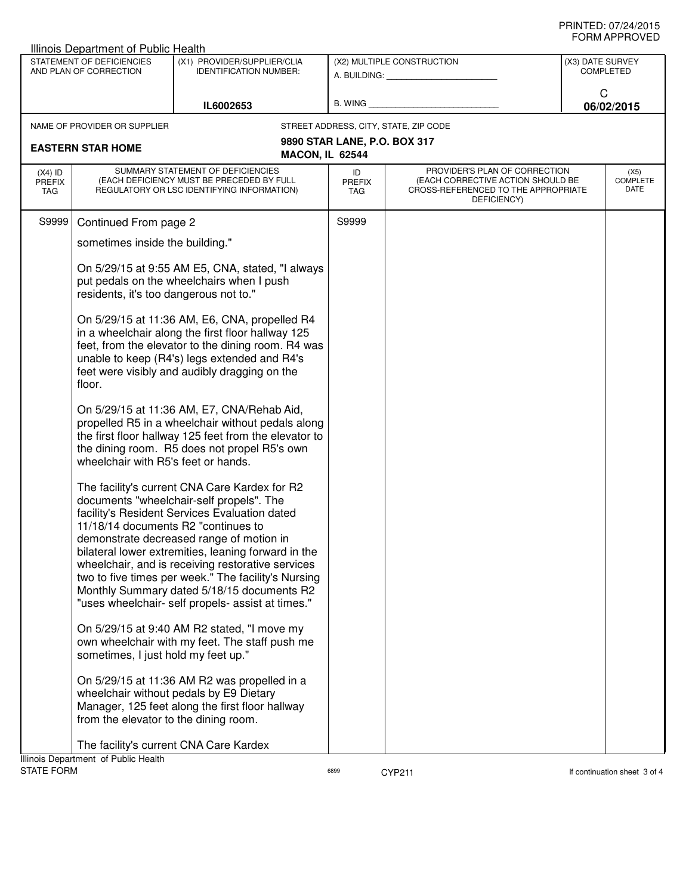Illinois Department of Public Health

| STATEMENT OF DEFICIENCIES AND PLAN OF CORRECTION | (X1) PROVIDER/SUPPLIER/CLIA IDENTIFICATION NUMBER: | (X2) MULTIPLE CONSTRUCTION | (X3) DATE SURVEY COMPLETED |
|---|---|---|---|
| | IL6002653 | A. BUILDING: ______ B. WING ______ | C 06/02/2015 |

| NAME OF PROVIDER OR SUPPLIER | STREET ADDRESS, CITY, STATE, ZIP CODE |
|---|---|
| EASTERN STAR HOME | 9890 STAR LANE, P.O. BOX 317 MACON, IL 62544 |

| (X4) ID PREFIX TAG | SUMMARY STATEMENT OF DEFICIENCIES (EACH DEFICIENCY MUST BE PRECEDED BY FULL REGULATORY OR LSC IDENTIFYING INFORMATION) | ID PREFIX TAG | PROVIDER'S PLAN OF CORRECTION (EACH CORRECTIVE ACTION SHOULD BE CROSS-REFERENCED TO THE APPROPRIATE DEFICIENCY) | (X5) COMPLETE DATE |
|---|---|---|---|---|
| S9999 | Continued From page 2 | S9999 | | |

sometimes inside the building."

On 5/29/15 at 9:55 AM E5, CNA, stated, "I always put pedals on the wheelchairs when I push residents, it's too dangerous not to."

On 5/29/15 at 11:36 AM, E6, CNA, propelled R4 in a wheelchair along the first floor hallway 125 feet, from the elevator to the dining room. R4 was unable to keep (R4's) legs extended and R4's feet were visibly and audibly dragging on the floor.

On 5/29/15 at 11:36 AM, E7, CNA/Rehab Aid, propelled R5 in a wheelchair without pedals along the first floor hallway 125 feet from the elevator to the dining room. R5 does not propel R5's own wheelchair with R5's feet or hands.

The facility's current CNA Care Kardex for R2 documents "wheelchair-self propels". The facility's Resident Services Evaluation dated 11/18/14 documents R2 "continues to demonstrate decreased range of motion in bilateral lower extremities, leaning forward in the wheelchair, and is receiving restorative services two to five times per week." The facility's Nursing Monthly Summary dated 5/18/15 documents R2 "uses wheelchair- self propels- assist at times."

On 5/29/15 at 9:40 AM R2 stated, "I move my own wheelchair with my feet. The staff push me sometimes, I just hold my feet up."

On 5/29/15 at 11:36 AM R2 was propelled in a wheelchair without pedals by E9 Dietary Manager, 125 feet along the first floor hallway from the elevator to the dining room.

The facility's current CNA Care Kardex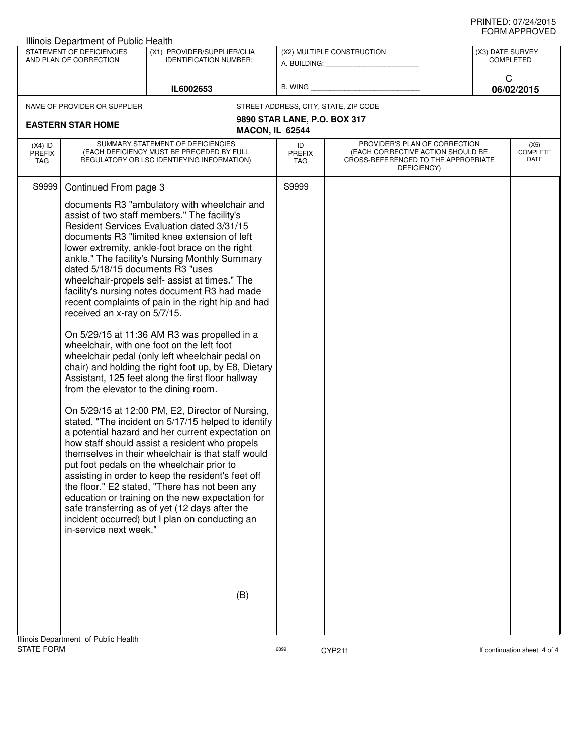Illinois Department of Public Health

| STATEMENT OF DEFICIENCIES AND PLAN OF CORRECTION | (X1) PROVIDER/SUPPLIER/CLIA IDENTIFICATION NUMBER: | (X2) MULTIPLE CONSTRUCTION | (X3) DATE SURVEY COMPLETED |
|---|---|---|---|
| | IL6002653 | A. BUILDING: ______ B. WING ______ | C 06/02/2015 |

NAME OF PROVIDER OR SUPPLIER: **EASTERN STAR HOME**

STREET ADDRESS, CITY, STATE, ZIP CODE: **9890 STAR LANE, P.O. BOX 317 MACON, IL 62544**

| (X4) ID PREFIX TAG | SUMMARY STATEMENT OF DEFICIENCIES (EACH DEFICIENCY MUST BE PRECEDED BY FULL REGULATORY OR LSC IDENTIFYING INFORMATION) | ID PREFIX TAG | PROVIDER'S PLAN OF CORRECTION (EACH CORRECTIVE ACTION SHOULD BE CROSS-REFERENCED TO THE APPROPRIATE DEFICIENCY) | (X5) COMPLETE DATE |
|---|---|---|---|---|
| S9999 | Continued From page 3 | S9999 | | |

documents R3 "ambulatory with wheelchair and assist of two staff members." The facility's Resident Services Evaluation dated 3/31/15 documents R3 "limited knee extension of left lower extremity, ankle-foot brace on the right ankle." The facility's Nursing Monthly Summary dated 5/18/15 documents R3 "uses wheelchair-propels self- assist at times." The facility's nursing notes document R3 had made recent complaints of pain in the right hip and had received an x-ray on 5/7/15.

On 5/29/15 at 11:36 AM R3 was propelled in a wheelchair, with one foot on the left foot wheelchair pedal (only left wheelchair pedal on chair) and holding the right foot up, by E8, Dietary Assistant, 125 feet along the first floor hallway from the elevator to the dining room.

On 5/29/15 at 12:00 PM, E2, Director of Nursing, stated, "The incident on 5/17/15 helped to identify a potential hazard and her current expectation on how staff should assist a resident who propels themselves in their wheelchair is that staff would put foot pedals on the wheelchair prior to assisting in order to keep the resident's feet off the floor." E2 stated, "There has not been any education or training on the new expectation for safe transferring as of yet (12 days after the incident occurred) but I plan on conducting an in-service next week."

(B)

Illinois Department of Public Health
STATE FORM 6899 CYP211